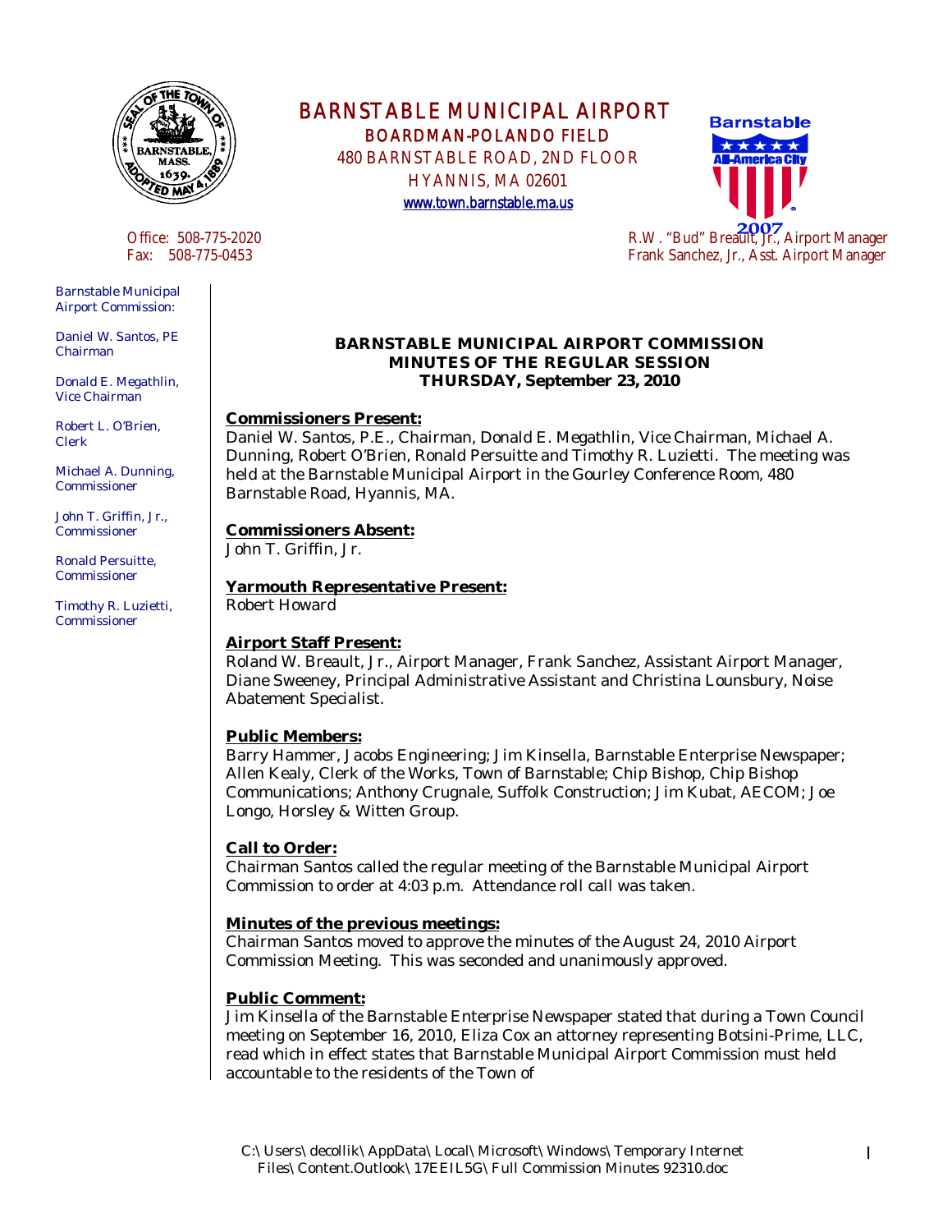# BARNSTABLE MUNICIPAL AIRPORT

## BOARDMAN-POLANDO FIELD

480 BARNSTABLE ROAD, 2ND FLOOR
HYANNIS, MA 02601
www.town.barnstable.ma.us

Office: 508-775-2020
Fax: 508-775-0453

R.W. "Bud" Breault, Jr., Airport Manager
Frank Sanchez, Jr., Asst. Airport Manager

Barnstable Municipal Airport Commission:

Daniel W. Santos, PE
Chairman

Donald E. Megathlin,
Vice Chairman

Robert L. O'Brien,
Clerk

Michael A. Dunning,
Commissioner

John T. Griffin, Jr.,
Commissioner

Ronald Persuitte,
Commissioner

Timothy R. Luzietti,
Commissioner

**BARNSTABLE MUNICIPAL AIRPORT COMMISSION**
**MINUTES OF THE REGULAR SESSION**
**THURSDAY, September 23, 2010**

**Commissioners Present:**
Daniel W. Santos, P.E., Chairman, Donald E. Megathlin, Vice Chairman, Michael A. Dunning, Robert O'Brien, Ronald Persuitte and Timothy R. Luzietti. The meeting was held at the Barnstable Municipal Airport in the Gourley Conference Room, 480 Barnstable Road, Hyannis, MA.

**Commissioners Absent:**
John T. Griffin, Jr.

**Yarmouth Representative Present:**
Robert Howard

**Airport Staff Present:**
Roland W. Breault, Jr., Airport Manager, Frank Sanchez, Assistant Airport Manager, Diane Sweeney, Principal Administrative Assistant and Christina Lounsbury, Noise Abatement Specialist.

**Public Members:**
Barry Hammer, Jacobs Engineering; Jim Kinsella, Barnstable Enterprise Newspaper; Allen Kealy, Clerk of the Works, Town of Barnstable; Chip Bishop, Chip Bishop Communications; Anthony Crugnale, Suffolk Construction; Jim Kubat, AECOM; Joe Longo, Horsley & Witten Group.

**Call to Order:**
Chairman Santos called the regular meeting of the Barnstable Municipal Airport Commission to order at 4:03 p.m. Attendance roll call was taken.

**Minutes of the previous meetings:**
Chairman Santos moved to approve the minutes of the August 24, 2010 Airport Commission Meeting. This was seconded and unanimously approved.

**Public Comment:**
Jim Kinsella of the Barnstable Enterprise Newspaper stated that during a Town Council meeting on September 16, 2010, Eliza Cox an attorney representing Botsini-Prime, LLC, read which in effect states that Barnstable Municipal Airport Commission must held accountable to the residents of the Town of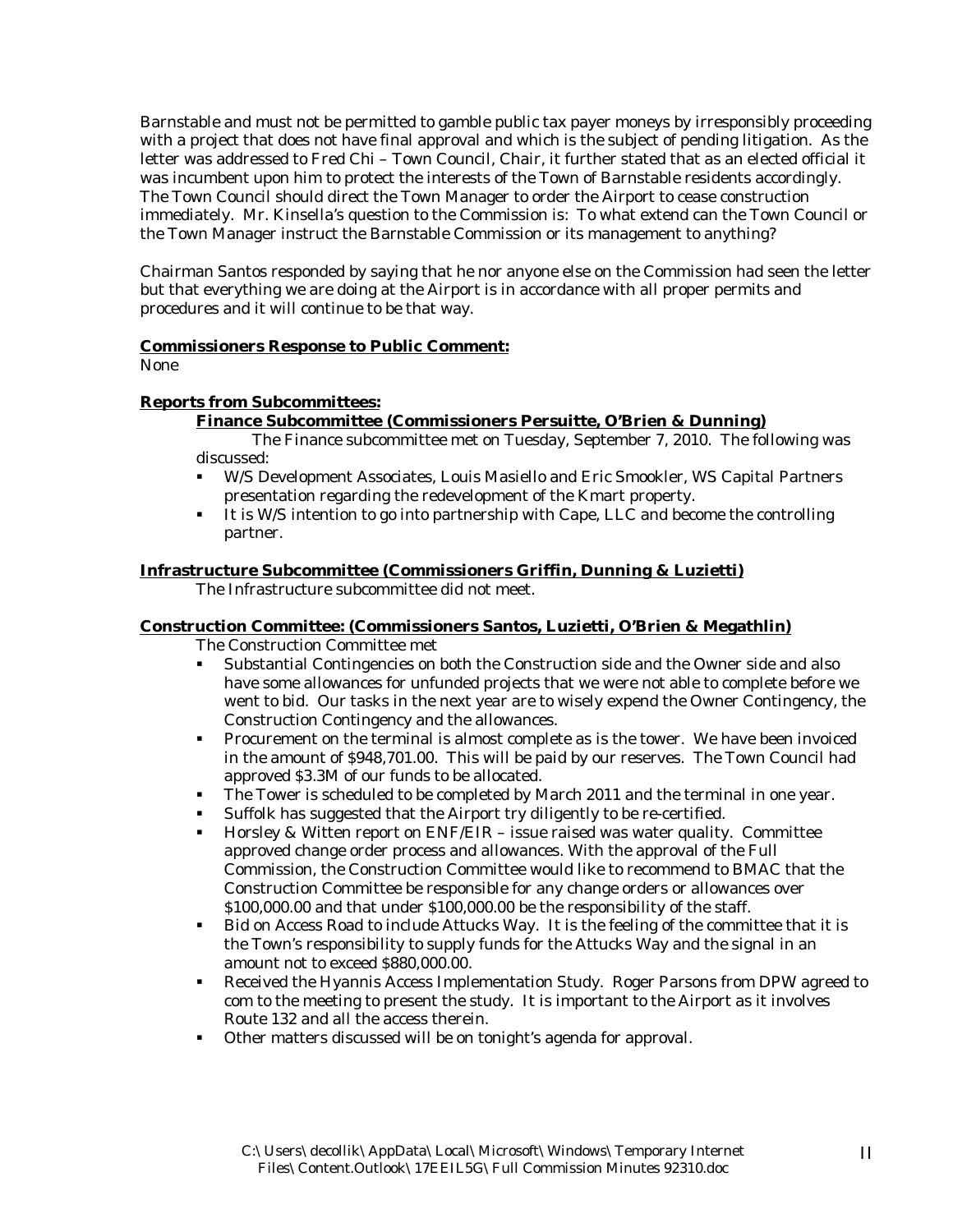Barnstable and must not be permitted to gamble public tax payer moneys by irresponsibly proceeding with a project that does not have final approval and which is the subject of pending litigation. As the letter was addressed to Fred Chi – Town Council, Chair, it further stated that as an elected official it was incumbent upon him to protect the interests of the Town of Barnstable residents accordingly. The Town Council should direct the Town Manager to order the Airport to cease construction immediately. Mr. Kinsella's question to the Commission is: To what extend can the Town Council or the Town Manager instruct the Barnstable Commission or its management to anything?

Chairman Santos responded by saying that he nor anyone else on the Commission had seen the letter but that everything we are doing at the Airport is in accordance with all proper permits and procedures and it will continue to be that way.

**Commissioners Response to Public Comment:**

None

**Reports from Subcommittees:**

**Finance Subcommittee (Commissioners Persuitte, O'Brien & Dunning)**

The Finance subcommittee met on Tuesday, September 7, 2010. The following was discussed:

- W/S Development Associates, Louis Masiello and Eric Smookler, WS Capital Partners presentation regarding the redevelopment of the Kmart property.
- It is W/S intention to go into partnership with Cape, LLC and become the controlling partner.

**Infrastructure Subcommittee (Commissioners Griffin, Dunning & Luzietti)**

The Infrastructure subcommittee did not meet.

**Construction Committee: (Commissioners Santos, Luzietti, O'Brien & Megathlin)**

The Construction Committee met

- Substantial Contingencies on both the Construction side and the Owner side and also have some allowances for unfunded projects that we were not able to complete before we went to bid. Our tasks in the next year are to wisely expend the Owner Contingency, the Construction Contingency and the allowances.
- Procurement on the terminal is almost complete as is the tower. We have been invoiced in the amount of $948,701.00. This will be paid by our reserves. The Town Council had approved $3.3M of our funds to be allocated.
- The Tower is scheduled to be completed by March 2011 and the terminal in one year.
- Suffolk has suggested that the Airport try diligently to be re-certified.
- Horsley & Witten report on ENF/EIR – issue raised was water quality. Committee approved change order process and allowances. With the approval of the Full Commission, the Construction Committee would like to recommend to BMAC that the Construction Committee be responsible for any change orders or allowances over $100,000.00 and that under $100,000.00 be the responsibility of the staff.
- Bid on Access Road to include Attucks Way. It is the feeling of the committee that it is the Town's responsibility to supply funds for the Attucks Way and the signal in an amount not to exceed $880,000.00.
- Received the Hyannis Access Implementation Study. Roger Parsons from DPW agreed to com to the meeting to present the study. It is important to the Airport as it involves Route 132 and all the access therein.
- Other matters discussed will be on tonight's agenda for approval.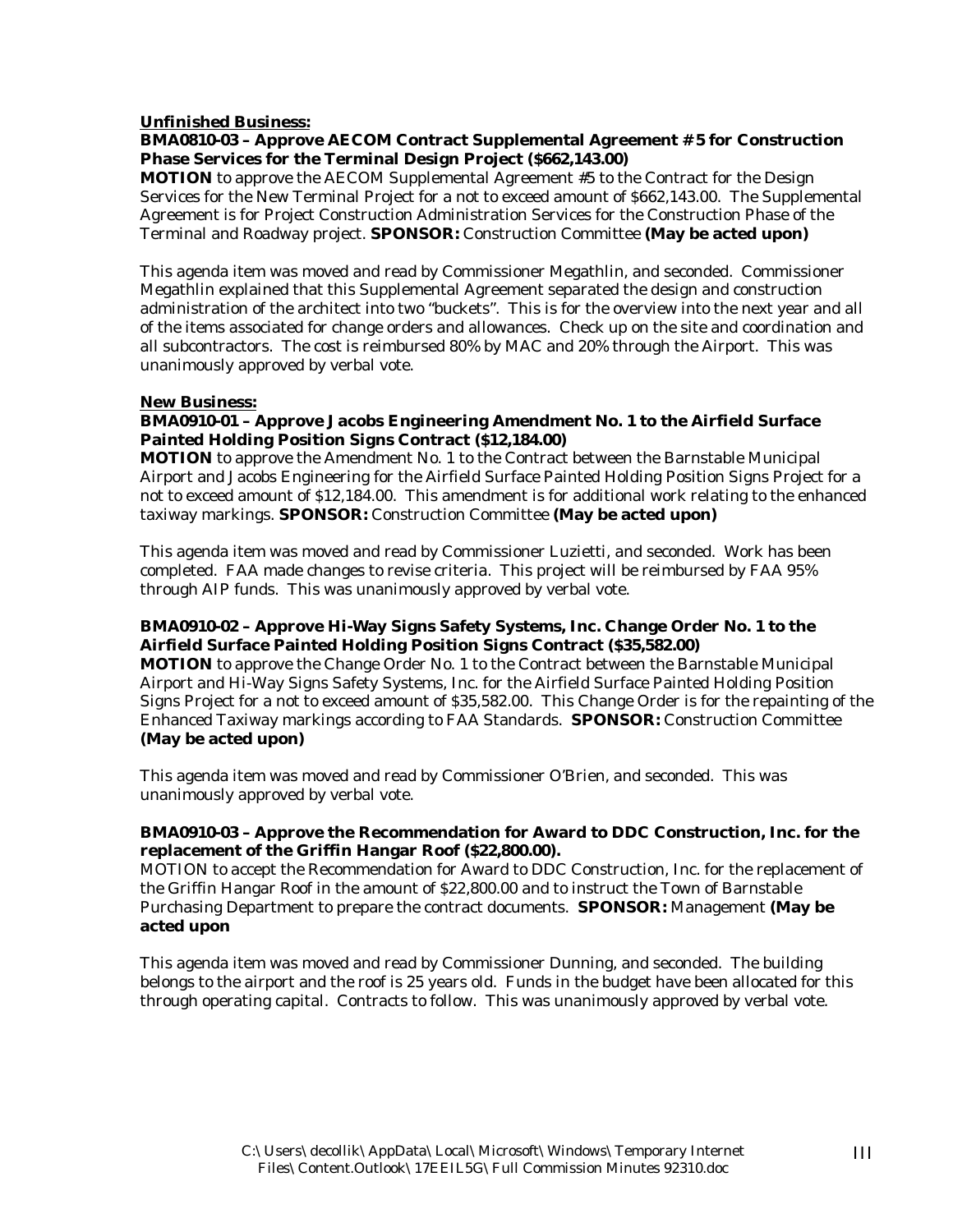**Unfinished Business:**

**BMA0810-03 – Approve AECOM Contract Supplemental Agreement # 5 for Construction Phase Services for the Terminal Design Project ($662,143.00)**

**MOTION** to approve the AECOM Supplemental Agreement #5 to the Contract for the Design Services for the New Terminal Project for a not to exceed amount of $662,143.00. The Supplemental Agreement is for Project Construction Administration Services for the Construction Phase of the Terminal and Roadway project. **SPONSOR:** Construction Committee **(May be acted upon)**

This agenda item was moved and read by Commissioner Megathlin, and seconded. Commissioner Megathlin explained that this Supplemental Agreement separated the design and construction administration of the architect into two "buckets". This is for the overview into the next year and all of the items associated for change orders and allowances. Check up on the site and coordination and all subcontractors. The cost is reimbursed 80% by MAC and 20% through the Airport. This was unanimously approved by verbal vote.

**New Business:**

**BMA0910-01 – Approve Jacobs Engineering Amendment No. 1 to the Airfield Surface Painted Holding Position Signs Contract ($12,184.00)**

**MOTION** to approve the Amendment No. 1 to the Contract between the Barnstable Municipal Airport and Jacobs Engineering for the Airfield Surface Painted Holding Position Signs Project for a not to exceed amount of $12,184.00. This amendment is for additional work relating to the enhanced taxiway markings. **SPONSOR:** Construction Committee **(May be acted upon)**

This agenda item was moved and read by Commissioner Luzietti, and seconded. Work has been completed. FAA made changes to revise criteria. This project will be reimbursed by FAA 95% through AIP funds. This was unanimously approved by verbal vote.

**BMA0910-02 – Approve Hi-Way Signs Safety Systems, Inc. Change Order No. 1 to the Airfield Surface Painted Holding Position Signs Contract ($35,582.00)**

**MOTION** to approve the Change Order No. 1 to the Contract between the Barnstable Municipal Airport and Hi-Way Signs Safety Systems, Inc. for the Airfield Surface Painted Holding Position Signs Project for a not to exceed amount of $35,582.00. This Change Order is for the repainting of the Enhanced Taxiway markings according to FAA Standards. **SPONSOR:** Construction Committee **(May be acted upon)**

This agenda item was moved and read by Commissioner O'Brien, and seconded. This was unanimously approved by verbal vote.

**BMA0910-03 – Approve the Recommendation for Award to DDC Construction, Inc. for the replacement of the Griffin Hangar Roof ($22,800.00).**

MOTION to accept the Recommendation for Award to DDC Construction, Inc. for the replacement of the Griffin Hangar Roof in the amount of $22,800.00 and to instruct the Town of Barnstable Purchasing Department to prepare the contract documents. **SPONSOR:** Management **(May be acted upon**

This agenda item was moved and read by Commissioner Dunning, and seconded. The building belongs to the airport and the roof is 25 years old. Funds in the budget have been allocated for this through operating capital. Contracts to follow. This was unanimously approved by verbal vote.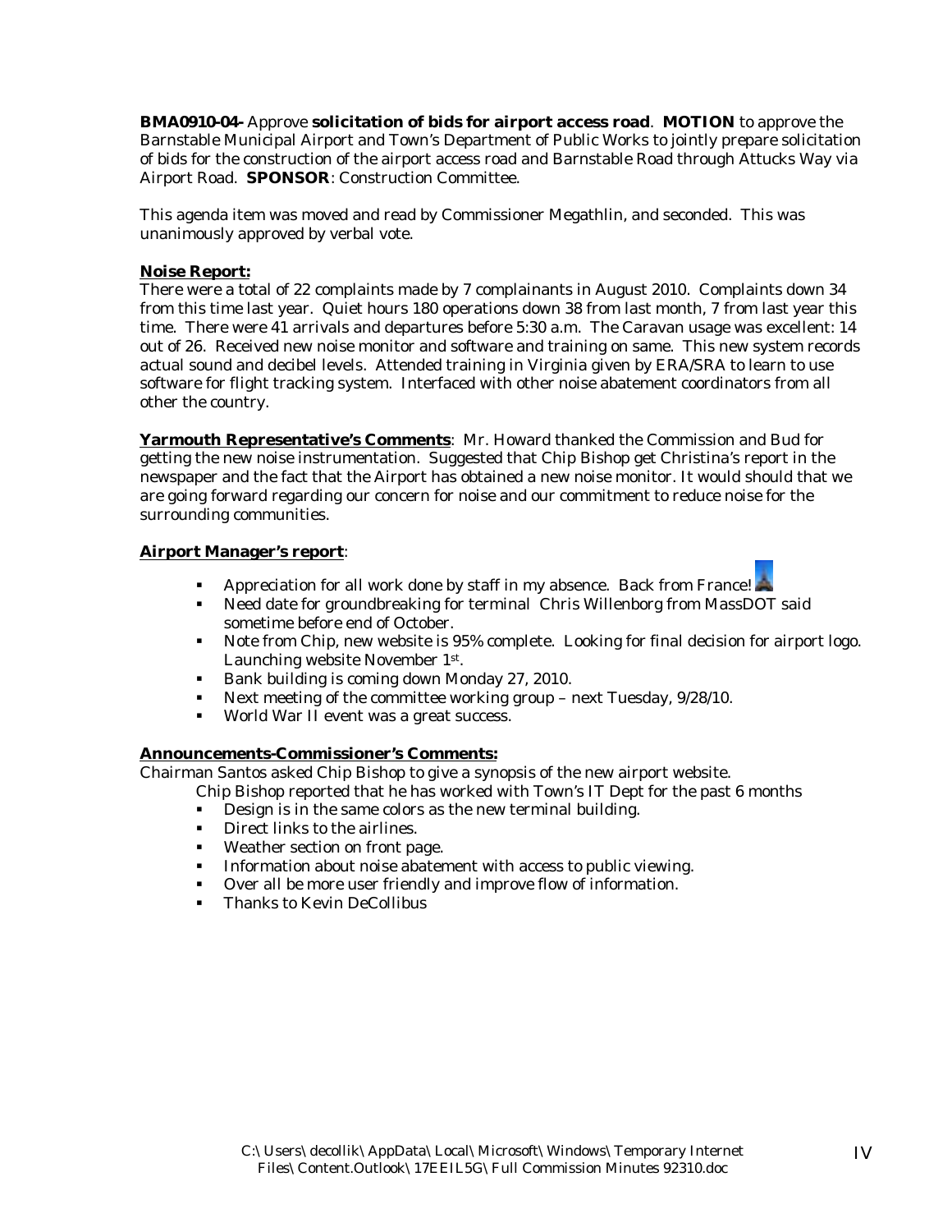**BMA0910-04-** Approve **solicitation of bids for airport access road**. **MOTION** to approve the Barnstable Municipal Airport and Town's Department of Public Works to jointly prepare solicitation of bids for the construction of the airport access road and Barnstable Road through Attucks Way via Airport Road. **SPONSOR**: Construction Committee.

This agenda item was moved and read by Commissioner Megathlin, and seconded. This was unanimously approved by verbal vote.

**Noise Report:**

There were a total of 22 complaints made by 7 complainants in August 2010. Complaints down 34 from this time last year. Quiet hours 180 operations down 38 from last month, 7 from last year this time. There were 41 arrivals and departures before 5:30 a.m. The Caravan usage was excellent: 14 out of 26. Received new noise monitor and software and training on same. This new system records actual sound and decibel levels. Attended training in Virginia given by ERA/SRA to learn to use software for flight tracking system. Interfaced with other noise abatement coordinators from all other the country.

**Yarmouth Representative's Comments**: Mr. Howard thanked the Commission and Bud for getting the new noise instrumentation. Suggested that Chip Bishop get Christina's report in the newspaper and the fact that the Airport has obtained a new noise monitor. It would should that we are going forward regarding our concern for noise and our commitment to reduce noise for the surrounding communities.

**Airport Manager's report**:

- Appreciation for all work done by staff in my absence. Back from France!
- Need date for groundbreaking for terminal Chris Willenborg from MassDOT said sometime before end of October.
- Note from Chip, new website is 95% complete. Looking for final decision for airport logo. Launching website November 1st.
- Bank building is coming down Monday 27, 2010.
- Next meeting of the committee working group – next Tuesday, 9/28/10.
- World War II event was a great success.

**Announcements-Commissioner's Comments:**

Chairman Santos asked Chip Bishop to give a synopsis of the new airport website.

Chip Bishop reported that he has worked with Town's IT Dept for the past 6 months

- Design is in the same colors as the new terminal building.
- Direct links to the airlines.
- Weather section on front page.
- Information about noise abatement with access to public viewing.
- Over all be more user friendly and improve flow of information.
- Thanks to Kevin DeCollibus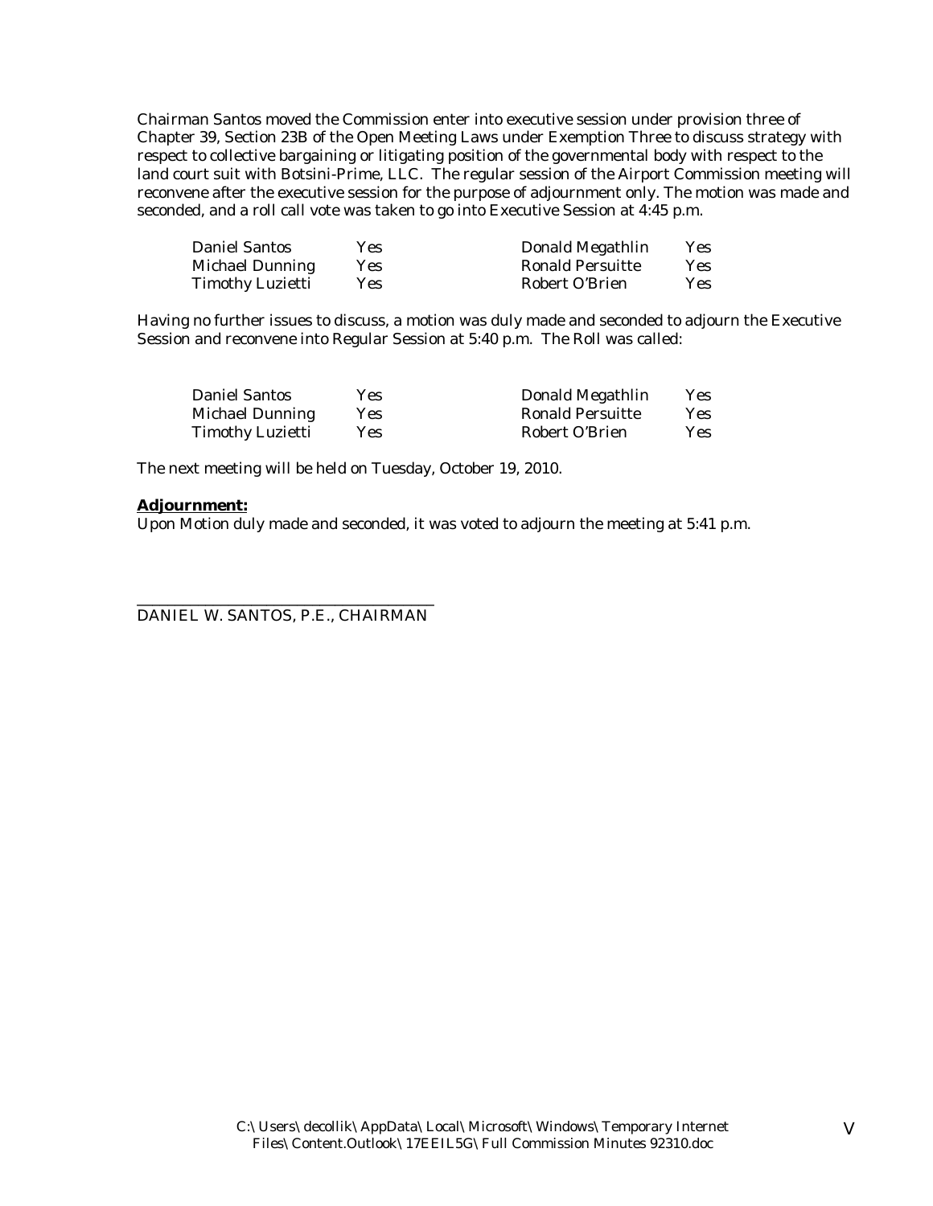Chairman Santos moved the Commission enter into executive session under provision three of Chapter 39, Section 23B of the Open Meeting Laws under Exemption Three to discuss strategy with respect to collective bargaining or litigating position of the governmental body with respect to the land court suit with Botsini-Prime, LLC. The regular session of the Airport Commission meeting will reconvene after the executive session for the purpose of adjournment only. The motion was made and seconded, and a roll call vote was taken to go into Executive Session at 4:45 p.m.

| | | | |
|---|---|---|---|
| Daniel Santos | Yes | Donald Megathlin | Yes |
| Michael Dunning | Yes | Ronald Persuitte | Yes |
| Timothy Luzietti | Yes | Robert O'Brien | Yes |

Having no further issues to discuss, a motion was duly made and seconded to adjourn the Executive Session and reconvene into Regular Session at 5:40 p.m. The Roll was called:

| | | | |
|---|---|---|---|
| Daniel Santos | Yes | Donald Megathlin | Yes |
| Michael Dunning | Yes | Ronald Persuitte | Yes |
| Timothy Luzietti | Yes | Robert O'Brien | Yes |

The next meeting will be held on Tuesday, October 19, 2010.

**Adjournment:**

Upon Motion duly made and seconded, it was voted to adjourn the meeting at 5:41 p.m.

_______________________________________

DANIEL W. SANTOS, P.E., CHAIRMAN

C:\Users\decollik\AppData\Local\Microsoft\Windows\Temporary Internet Files\Content.Outlook\17EEIL5G\Full Commission Minutes 92310.doc